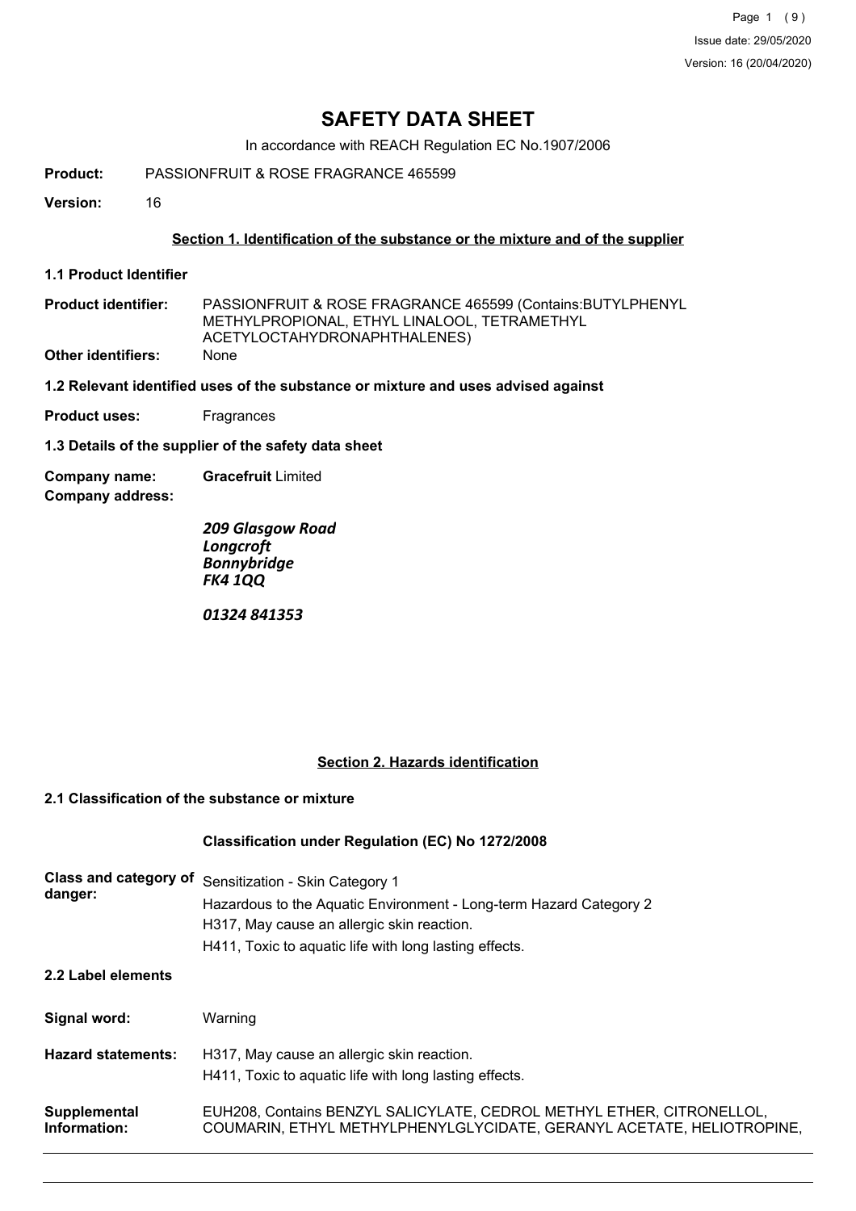# SAFETY DATA SHEET

In accordance with REACH Regulation EC No.1907/2006

**Product:** PASSIONFRUIT & ROSE FRAGRANCE 465599

**Version:** 16

## Section 1. Identification of the substance or the mixture and of the supplier

### 1.1 Product Identifier

**Product identifier:** PASSIONFRUIT & ROSE FRAGRANCE 465599 (Contains:BUTYLPHENYL METHYLPROPIONAL, ETHYL LINALOOL, TETRAMETHYL ACETYLOCTAHYDRONAPHTHALENES)

**Other identifiers:** None

### 1.2 Relevant identified uses of the substance or mixture and uses advised against

**Product uses:** Fragrances

### 1.3 Details of the supplier of the safety data sheet

**Company name:** **Gracefruit** Limited

**Company address:**

***209 Glasgow Road***
***Longcroft***
***Bonnybridge***
***FK4 1QQ***

***01324 841353***

## Section 2. Hazards identification

### 2.1 Classification of the substance or mixture

**Classification under Regulation (EC) No 1272/2008**

**Class and category of danger:**
Sensitization - Skin Category 1
Hazardous to the Aquatic Environment - Long-term Hazard Category 2
H317, May cause an allergic skin reaction.
H411, Toxic to aquatic life with long lasting effects.

### 2.2 Label elements

**Signal word:** Warning

**Hazard statements:**
H317, May cause an allergic skin reaction.
H411, Toxic to aquatic life with long lasting effects.

**Supplemental Information:** EUH208, Contains BENZYL SALICYLATE, CEDROL METHYL ETHER, CITRONELLOL, COUMARIN, ETHYL METHYLPHENYLGLYCIDATE, GERANYL ACETATE, HELIOTROPINE,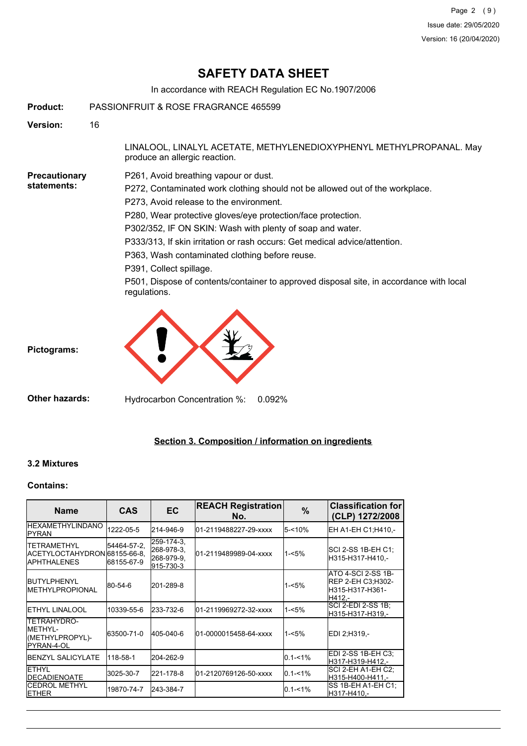**Product:** PASSIONFRUIT & ROSE FRAGRANCE 465599

**Version:** 16

LINALOOL, LINALYL ACETATE, METHYLENEDIOXYPHENYL METHYLPROPANAL. May produce an allergic reaction.

**Precautionary statements:**

P261, Avoid breathing vapour or dust.

P272, Contaminated work clothing should not be allowed out of the workplace.

P273, Avoid release to the environment.

P280, Wear protective gloves/eye protection/face protection.

P302/352, IF ON SKIN: Wash with plenty of soap and water.

P333/313, If skin irritation or rash occurs: Get medical advice/attention.

P363, Wash contaminated clothing before reuse.

P391, Collect spillage.

P501, Dispose of contents/container to approved disposal site, in accordance with local regulations.

**Pictograms:**

**Other hazards:** Hydrocarbon Concentration %: 0.092%

## Section 3. Composition / information on ingredients

### 3.2 Mixtures

**Contains:**

| Name | CAS | EC | REACH Registration No. | % | Classification for (CLP) 1272/2008 |
|---|---|---|---|---|---|
| HEXAMETHYLINDANOPYRAN | 1222-05-5 | 214-946-9 | 01-2119488227-29-xxxx | 5-<10% | EH A1-EH C1;H410,- |
| TETRAMETHYL ACETYLOCTAHYDRONAPHTHALENES | 54464-57-2, 68155-66-8, 68155-67-9 | 259-174-3, 268-978-3, 268-979-9, 915-730-3 | 01-2119489989-04-xxxx | 1-<5% | SCI 2-SS 1B-EH C1; H315-H317-H410,- |
| BUTYLPHENYL METHYLPROPIONAL | 80-54-6 | 201-289-8 | | 1-<5% | ATO 4-SCI 2-SS 1B-REP 2-EH C3;H302-H315-H317-H361-H412,- |
| ETHYL LINALOOL | 10339-55-6 | 233-732-6 | 01-2119969272-32-xxxx | 1-<5% | SCI 2-EDI 2-SS 1B; H315-H317-H319,- |
| TETRAHYDRO-METHYL-(METHYLPROPYL)-PYRAN-4-OL | 63500-71-0 | 405-040-6 | 01-0000015458-64-xxxx | 1-<5% | EDI 2;H319,- |
| BENZYL SALICYLATE | 118-58-1 | 204-262-9 | | 0.1-<1% | EDI 2-SS 1B-EH C3; H317-H319-H412,- |
| ETHYL DECADIENOATE | 3025-30-7 | 221-178-8 | 01-2120769126-50-xxxx | 0.1-<1% | SCI 2-EH A1-EH C2; H315-H400-H411,- |
| CEDROL METHYL ETHER | 19870-74-7 | 243-384-7 | | 0.1-<1% | SS 1B-EH A1-EH C1; H317-H410,- |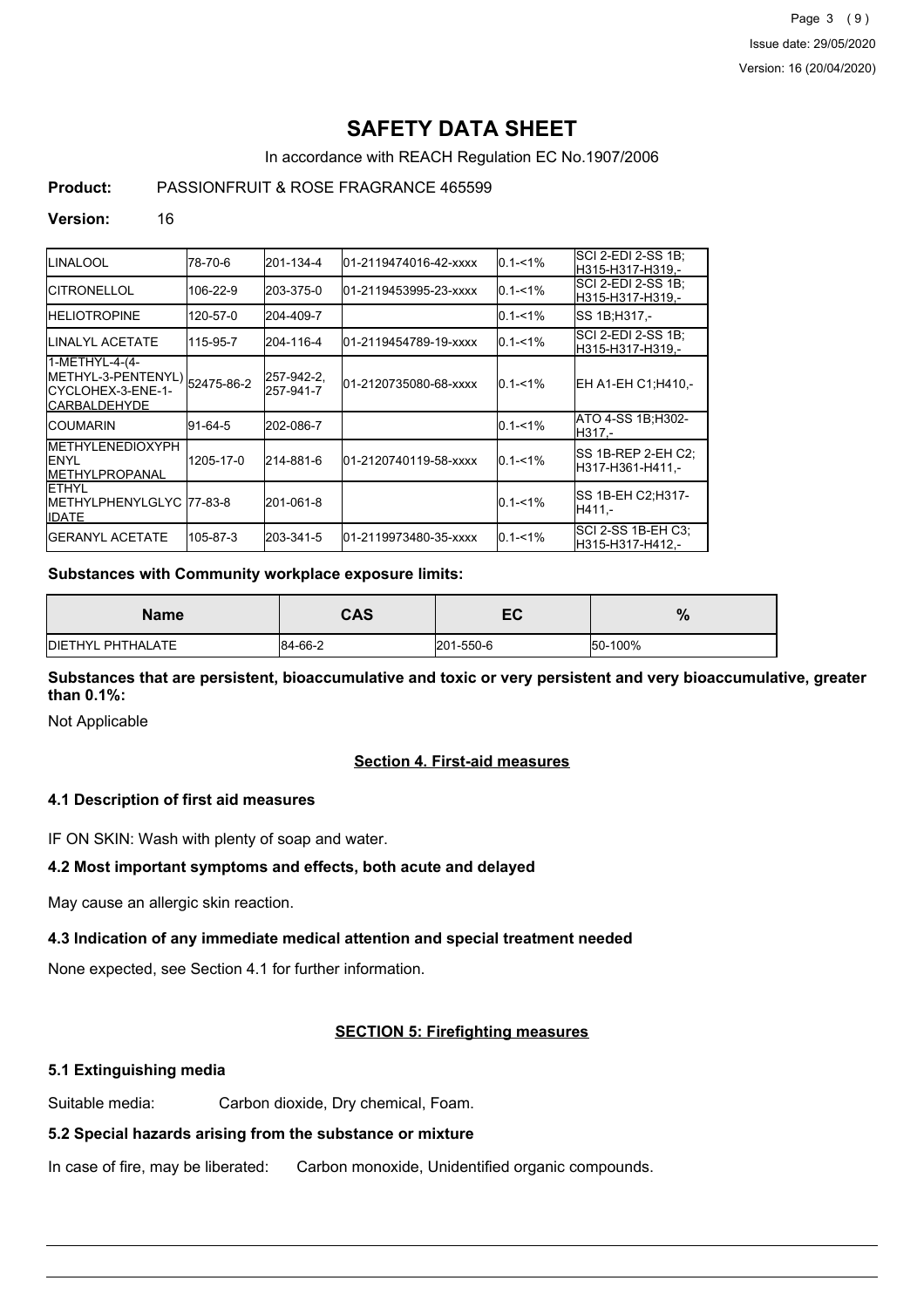# SAFETY DATA SHEET

In accordance with REACH Regulation EC No.1907/2006

**Product:** PASSIONFRUIT & ROSE FRAGRANCE 465599

**Version:** 16

| | | | | | |
|---|---|---|---|---|---|
| LINALOOL | 78-70-6 | 201-134-4 | 01-2119474016-42-xxxx | 0.1-<1% | SCI 2-EDI 2-SS 1B;H315-H317-H319,- |
| CITRONELLOL | 106-22-9 | 203-375-0 | 01-2119453995-23-xxxx | 0.1-<1% | SCI 2-EDI 2-SS 1B;H315-H317-H319,- |
| HELIOTROPINE | 120-57-0 | 204-409-7 | | 0.1-<1% | SS 1B;H317,- |
| LINALYL ACETATE | 115-95-7 | 204-116-4 | 01-2119454789-19-xxxx | 0.1-<1% | SCI 2-EDI 2-SS 1B;H315-H317-H319,- |
| 1-METHYL-4-(4-METHYL-3-PENTENYL)CYCLOHEX-3-ENE-1-CARBALDEHYDE | 52475-86-2 | 257-942-2, 257-941-7 | 01-2120735080-68-xxxx | 0.1-<1% | EH A1-EH C1;H410,- |
| COUMARIN | 91-64-5 | 202-086-7 | | 0.1-<1% | ATO 4-SS 1B;H302-H317,- |
| METHYLENEDIOXYPHENYL METHYLPROPANAL | 1205-17-0 | 214-881-6 | 01-2120740119-58-xxxx | 0.1-<1% | SS 1B-REP 2-EH C2;H317-H361-H411,- |
| ETHYL METHYLPHENYLGLYCIDATE | 77-83-8 | 201-061-8 | | 0.1-<1% | SS 1B-EH C2;H317-H411,- |
| GERANYL ACETATE | 105-87-3 | 203-341-5 | 01-2119973480-35-xxxx | 0.1-<1% | SCI 2-SS 1B-EH C3;H315-H317-H412,- |

**Substances with Community workplace exposure limits:**

| Name | CAS | EC | % |
|---|---|---|---|
| DIETHYL PHTHALATE | 84-66-2 | 201-550-6 | 50-100% |

**Substances that are persistent, bioaccumulative and toxic or very persistent and very bioaccumulative, greater than 0.1%:**

Not Applicable

## Section 4. First-aid measures

### 4.1 Description of first aid measures

IF ON SKIN: Wash with plenty of soap and water.

### 4.2 Most important symptoms and effects, both acute and delayed

May cause an allergic skin reaction.

### 4.3 Indication of any immediate medical attention and special treatment needed

None expected, see Section 4.1 for further information.

## SECTION 5: Firefighting measures

### 5.1 Extinguishing media

Suitable media: Carbon dioxide, Dry chemical, Foam.

### 5.2 Special hazards arising from the substance or mixture

In case of fire, may be liberated: Carbon monoxide, Unidentified organic compounds.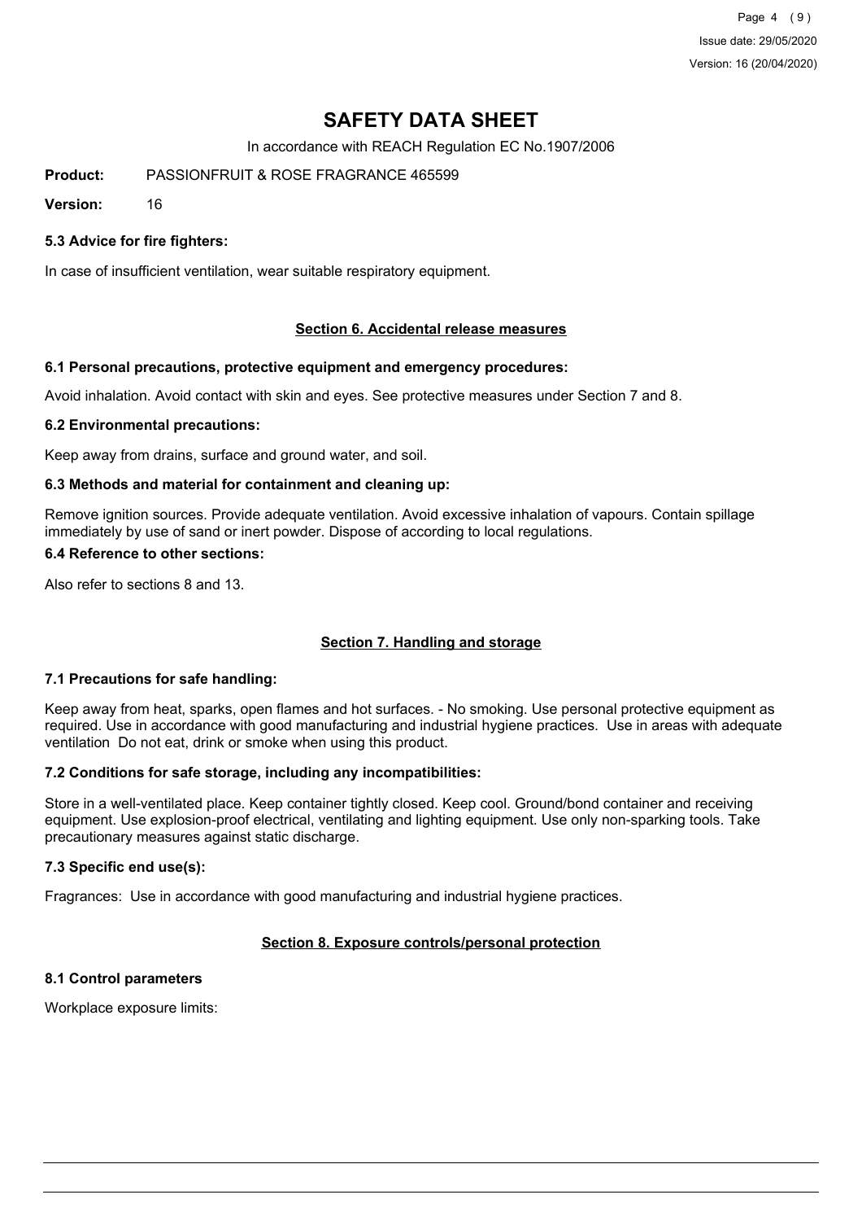# SAFETY DATA SHEET

In accordance with REACH Regulation EC No.1907/2006

**Product:** PASSIONFRUIT & ROSE FRAGRANCE 465599

**Version:** 16

### 5.3 Advice for fire fighters:

In case of insufficient ventilation, wear suitable respiratory equipment.

## Section 6. Accidental release measures

### 6.1 Personal precautions, protective equipment and emergency procedures:

Avoid inhalation. Avoid contact with skin and eyes. See protective measures under Section 7 and 8.

### 6.2 Environmental precautions:

Keep away from drains, surface and ground water, and soil.

### 6.3 Methods and material for containment and cleaning up:

Remove ignition sources. Provide adequate ventilation. Avoid excessive inhalation of vapours. Contain spillage immediately by use of sand or inert powder. Dispose of according to local regulations.

### 6.4 Reference to other sections:

Also refer to sections 8 and 13.

## Section 7. Handling and storage

### 7.1 Precautions for safe handling:

Keep away from heat, sparks, open flames and hot surfaces. - No smoking. Use personal protective equipment as required. Use in accordance with good manufacturing and industrial hygiene practices. Use in areas with adequate ventilation Do not eat, drink or smoke when using this product.

### 7.2 Conditions for safe storage, including any incompatibilities:

Store in a well-ventilated place. Keep container tightly closed. Keep cool. Ground/bond container and receiving equipment. Use explosion-proof electrical, ventilating and lighting equipment. Use only non-sparking tools. Take precautionary measures against static discharge.

### 7.3 Specific end use(s):

Fragrances: Use in accordance with good manufacturing and industrial hygiene practices.

## Section 8. Exposure controls/personal protection

### 8.1 Control parameters

Workplace exposure limits: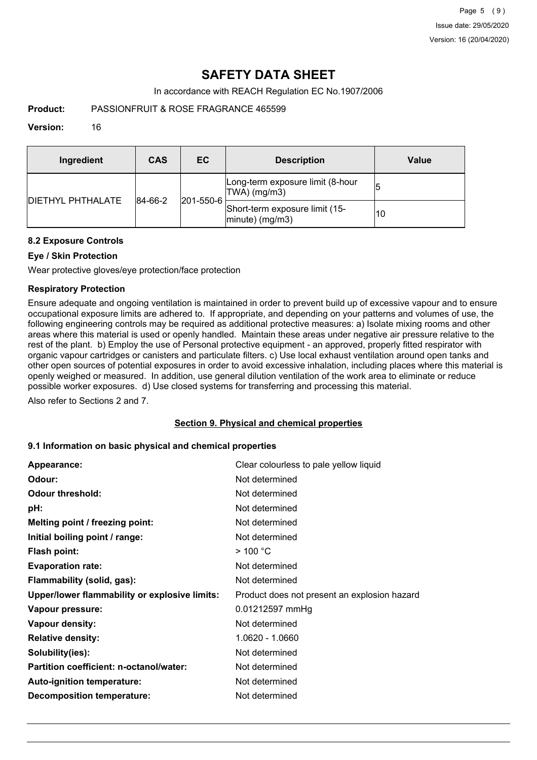| Ingredient | CAS | EC | Description | Value |
|---|---|---|---|---|
| DIETHYL PHTHALATE | 84-66-2 | 201-550-6 | Long-term exposure limit (8-hour TWA) (mg/m3) | 5 |
| | | | Short-term exposure limit (15-minute) (mg/m3) | 10 |

### 8.2 Exposure Controls

#### Eye / Skin Protection

Wear protective gloves/eye protection/face protection

#### Respiratory Protection

Ensure adequate and ongoing ventilation is maintained in order to prevent build up of excessive vapour and to ensure occupational exposure limits are adhered to. If appropriate, and depending on your patterns and volumes of use, the following engineering controls may be required as additional protective measures: a) Isolate mixing rooms and other areas where this material is used or openly handled. Maintain these areas under negative air pressure relative to the rest of the plant. b) Employ the use of Personal protective equipment - an approved, properly fitted respirator with organic vapour cartridges or canisters and particulate filters. c) Use local exhaust ventilation around open tanks and other open sources of potential exposures in order to avoid excessive inhalation, including places where this material is openly weighed or measured. In addition, use general dilution ventilation of the work area to eliminate or reduce possible worker exposures. d) Use closed systems for transferring and processing this material.

Also refer to Sections 2 and 7.

## Section 9. Physical and chemical properties

### 9.1 Information on basic physical and chemical properties

| | |
|---|---|
| **Appearance:** | Clear colourless to pale yellow liquid |
| **Odour:** | Not determined |
| **Odour threshold:** | Not determined |
| **pH:** | Not determined |
| **Melting point / freezing point:** | Not determined |
| **Initial boiling point / range:** | Not determined |
| **Flash point:** | > 100 °C |
| **Evaporation rate:** | Not determined |
| **Flammability (solid, gas):** | Not determined |
| **Upper/lower flammability or explosive limits:** | Product does not present an explosion hazard |
| **Vapour pressure:** | 0.01212597 mmHg |
| **Vapour density:** | Not determined |
| **Relative density:** | 1.0620 - 1.0660 |
| **Solubility(ies):** | Not determined |
| **Partition coefficient: n-octanol/water:** | Not determined |
| **Auto-ignition temperature:** | Not determined |
| **Decomposition temperature:** | Not determined |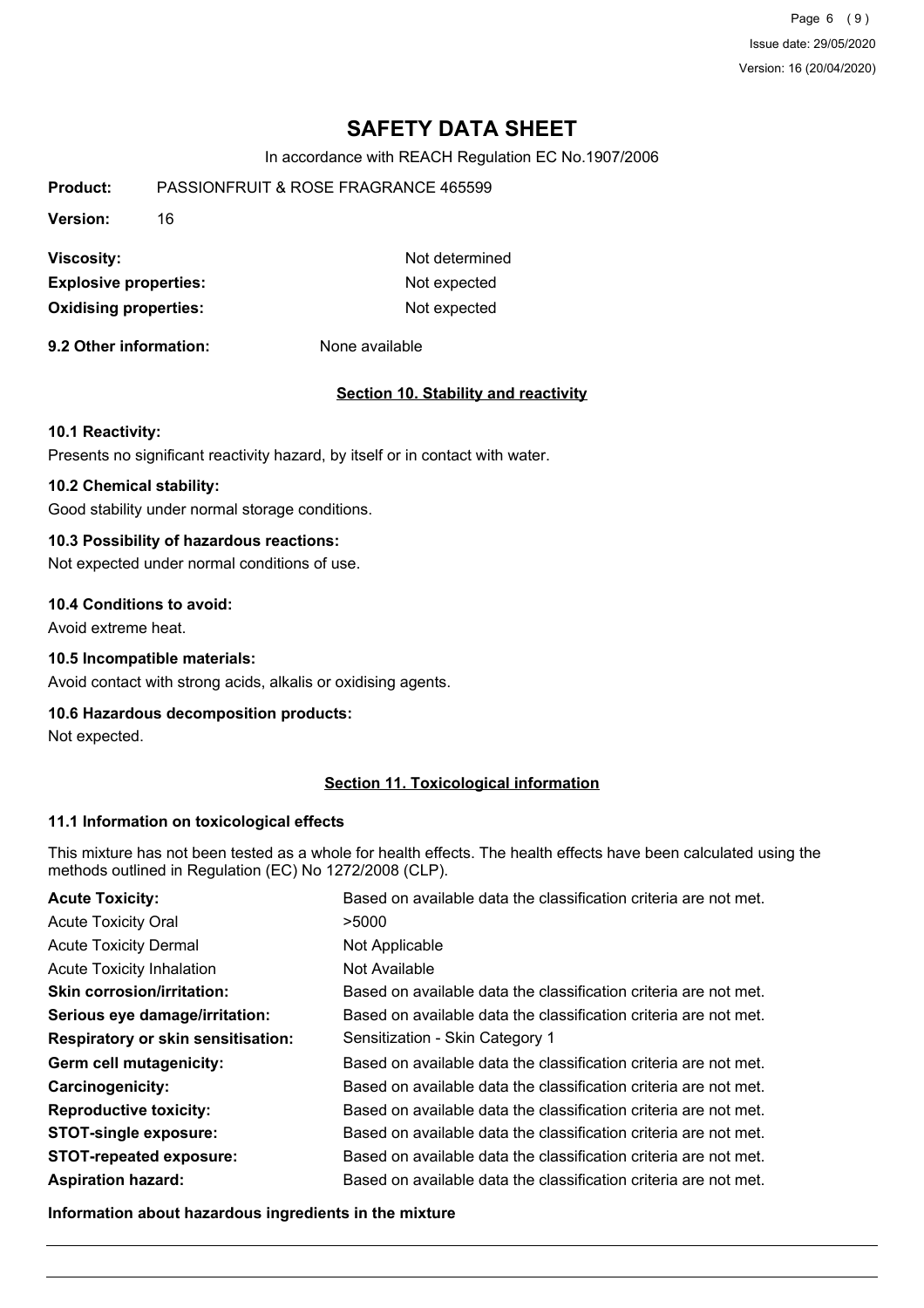# SAFETY DATA SHEET

In accordance with REACH Regulation EC No.1907/2006

**Product:** PASSIONFRUIT & ROSE FRAGRANCE 465599

**Version:** 16

| | |
|---|---|
| **Viscosity:** | Not determined |
| **Explosive properties:** | Not expected |
| **Oxidising properties:** | Not expected |

**9.2 Other information:** None available

## Section 10. Stability and reactivity

### 10.1 Reactivity:

Presents no significant reactivity hazard, by itself or in contact with water.

### 10.2 Chemical stability:

Good stability under normal storage conditions.

### 10.3 Possibility of hazardous reactions:

Not expected under normal conditions of use.

### 10.4 Conditions to avoid:

Avoid extreme heat.

### 10.5 Incompatible materials:

Avoid contact with strong acids, alkalis or oxidising agents.

### 10.6 Hazardous decomposition products:

Not expected.

## Section 11. Toxicological information

### 11.1 Information on toxicological effects

This mixture has not been tested as a whole for health effects. The health effects have been calculated using the methods outlined in Regulation (EC) No 1272/2008 (CLP).

| | |
|---|---|
| **Acute Toxicity:** | Based on available data the classification criteria are not met. |
| Acute Toxicity Oral | >5000 |
| Acute Toxicity Dermal | Not Applicable |
| Acute Toxicity Inhalation | Not Available |
| **Skin corrosion/irritation:** | Based on available data the classification criteria are not met. |
| **Serious eye damage/irritation:** | Based on available data the classification criteria are not met. |
| **Respiratory or skin sensitisation:** | Sensitization - Skin Category 1 |
| **Germ cell mutagenicity:** | Based on available data the classification criteria are not met. |
| **Carcinogenicity:** | Based on available data the classification criteria are not met. |
| **Reproductive toxicity:** | Based on available data the classification criteria are not met. |
| **STOT-single exposure:** | Based on available data the classification criteria are not met. |
| **STOT-repeated exposure:** | Based on available data the classification criteria are not met. |
| **Aspiration hazard:** | Based on available data the classification criteria are not met. |

**Information about hazardous ingredients in the mixture**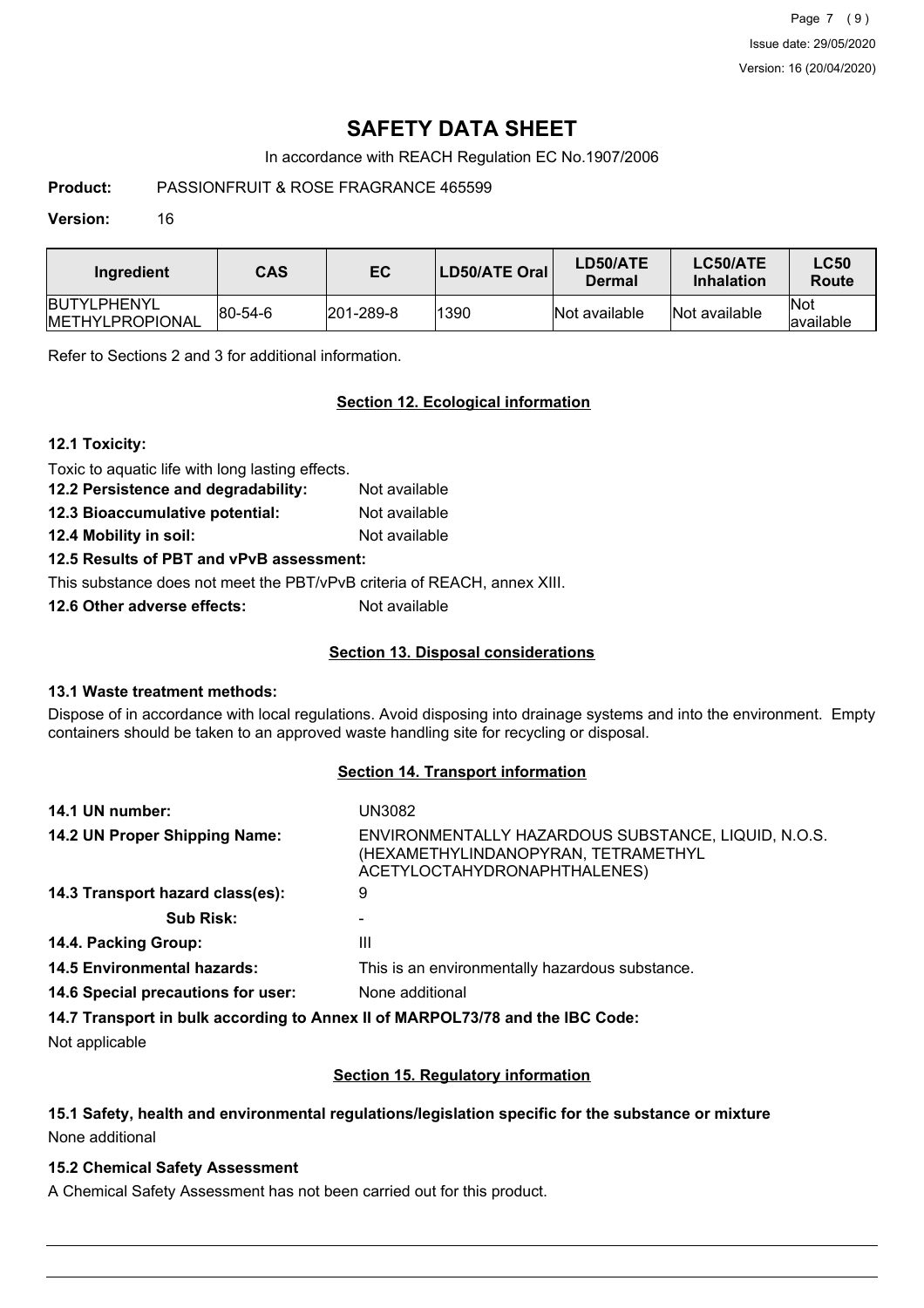# SAFETY DATA SHEET

In accordance with REACH Regulation EC No.1907/2006

**Product:** PASSIONFRUIT & ROSE FRAGRANCE 465599

**Version:** 16

| Ingredient | CAS | EC | LD50/ATE Oral | LD50/ATE Dermal | LC50/ATE Inhalation | LC50 Route |
|---|---|---|---|---|---|---|
| BUTYLPHENYL METHYLPROPIONAL | 80-54-6 | 201-289-8 | 1390 | Not available | Not available | Not available |

Refer to Sections 2 and 3 for additional information.

## Section 12. Ecological information

### 12.1 Toxicity:

Toxic to aquatic life with long lasting effects.

**12.2 Persistence and degradability:** Not available

**12.3 Bioaccumulative potential:** Not available

**12.4 Mobility in soil:** Not available

### 12.5 Results of PBT and vPvB assessment:

This substance does not meet the PBT/vPvB criteria of REACH, annex XIII.

**12.6 Other adverse effects:** Not available

## Section 13. Disposal considerations

### 13.1 Waste treatment methods:

Dispose of in accordance with local regulations. Avoid disposing into drainage systems and into the environment. Empty containers should be taken to an approved waste handling site for recycling or disposal.

## Section 14. Transport information

**14.1 UN number:** UN3082

**14.2 UN Proper Shipping Name:** ENVIRONMENTALLY HAZARDOUS SUBSTANCE, LIQUID, N.O.S. (HEXAMETHYLINDANOPYRAN, TETRAMETHYL ACETYLOCTAHYDRONAPHTHALENES)

**14.3 Transport hazard class(es):** 9

**Sub Risk:** -

**14.4. Packing Group:** III

**14.5 Environmental hazards:** This is an environmentally hazardous substance.

**14.6 Special precautions for user:** None additional

**14.7 Transport in bulk according to Annex II of MARPOL73/78 and the IBC Code:**

Not applicable

## Section 15. Regulatory information

### 15.1 Safety, health and environmental regulations/legislation specific for the substance or mixture

None additional

### 15.2 Chemical Safety Assessment

A Chemical Safety Assessment has not been carried out for this product.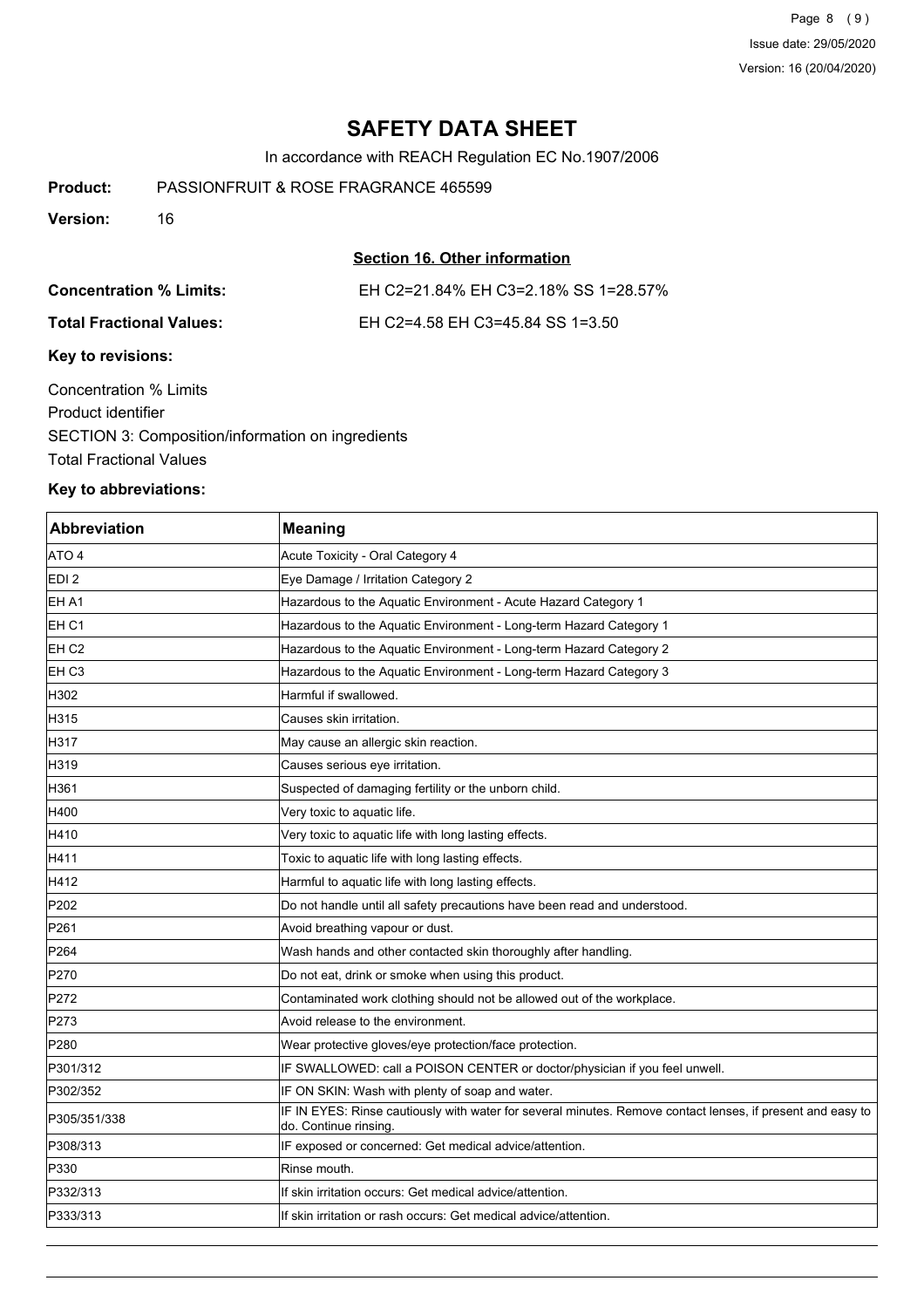# SAFETY DATA SHEET

In accordance with REACH Regulation EC No.1907/2006

**Product:** PASSIONFRUIT & ROSE FRAGRANCE 465599

**Version:** 16

## Section 16. Other information

**Concentration % Limits:** EH C2=21.84% EH C3=2.18% SS 1=28.57%

**Total Fractional Values:** EH C2=4.58 EH C3=45.84 SS 1=3.50

**Key to revisions:**

Concentration % Limits

Product identifier

SECTION 3: Composition/information on ingredients

Total Fractional Values

**Key to abbreviations:**

| Abbreviation | Meaning |
|---|---|
| ATO 4 | Acute Toxicity - Oral Category 4 |
| EDI 2 | Eye Damage / Irritation Category 2 |
| EH A1 | Hazardous to the Aquatic Environment - Acute Hazard Category 1 |
| EH C1 | Hazardous to the Aquatic Environment - Long-term Hazard Category 1 |
| EH C2 | Hazardous to the Aquatic Environment - Long-term Hazard Category 2 |
| EH C3 | Hazardous to the Aquatic Environment - Long-term Hazard Category 3 |
| H302 | Harmful if swallowed. |
| H315 | Causes skin irritation. |
| H317 | May cause an allergic skin reaction. |
| H319 | Causes serious eye irritation. |
| H361 | Suspected of damaging fertility or the unborn child. |
| H400 | Very toxic to aquatic life. |
| H410 | Very toxic to aquatic life with long lasting effects. |
| H411 | Toxic to aquatic life with long lasting effects. |
| H412 | Harmful to aquatic life with long lasting effects. |
| P202 | Do not handle until all safety precautions have been read and understood. |
| P261 | Avoid breathing vapour or dust. |
| P264 | Wash hands and other contacted skin thoroughly after handling. |
| P270 | Do not eat, drink or smoke when using this product. |
| P272 | Contaminated work clothing should not be allowed out of the workplace. |
| P273 | Avoid release to the environment. |
| P280 | Wear protective gloves/eye protection/face protection. |
| P301/312 | IF SWALLOWED: call a POISON CENTER or doctor/physician if you feel unwell. |
| P302/352 | IF ON SKIN: Wash with plenty of soap and water. |
| P305/351/338 | IF IN EYES: Rinse cautiously with water for several minutes. Remove contact lenses, if present and easy to do. Continue rinsing. |
| P308/313 | IF exposed or concerned: Get medical advice/attention. |
| P330 | Rinse mouth. |
| P332/313 | If skin irritation occurs: Get medical advice/attention. |
| P333/313 | If skin irritation or rash occurs: Get medical advice/attention. |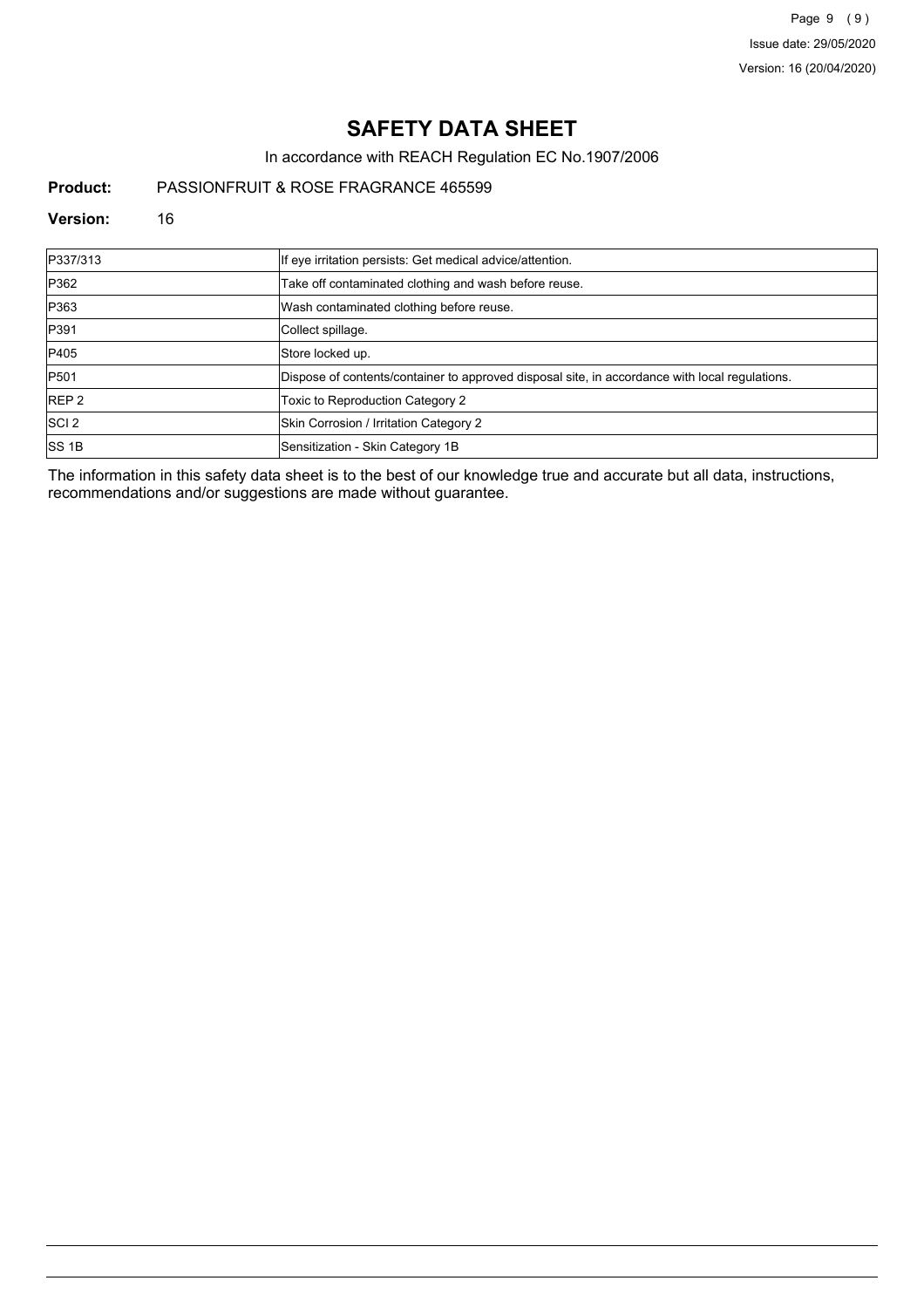# SAFETY DATA SHEET

In accordance with REACH Regulation EC No.1907/2006

**Product:** PASSIONFRUIT & ROSE FRAGRANCE 465599

**Version:** 16

| | |
|---|---|
| P337/313 | If eye irritation persists: Get medical advice/attention. |
| P362 | Take off contaminated clothing and wash before reuse. |
| P363 | Wash contaminated clothing before reuse. |
| P391 | Collect spillage. |
| P405 | Store locked up. |
| P501 | Dispose of contents/container to approved disposal site, in accordance with local regulations. |
| REP 2 | Toxic to Reproduction Category 2 |
| SCI 2 | Skin Corrosion / Irritation Category 2 |
| SS 1B | Sensitization - Skin Category 1B |

The information in this safety data sheet is to the best of our knowledge true and accurate but all data, instructions, recommendations and/or suggestions are made without guarantee.